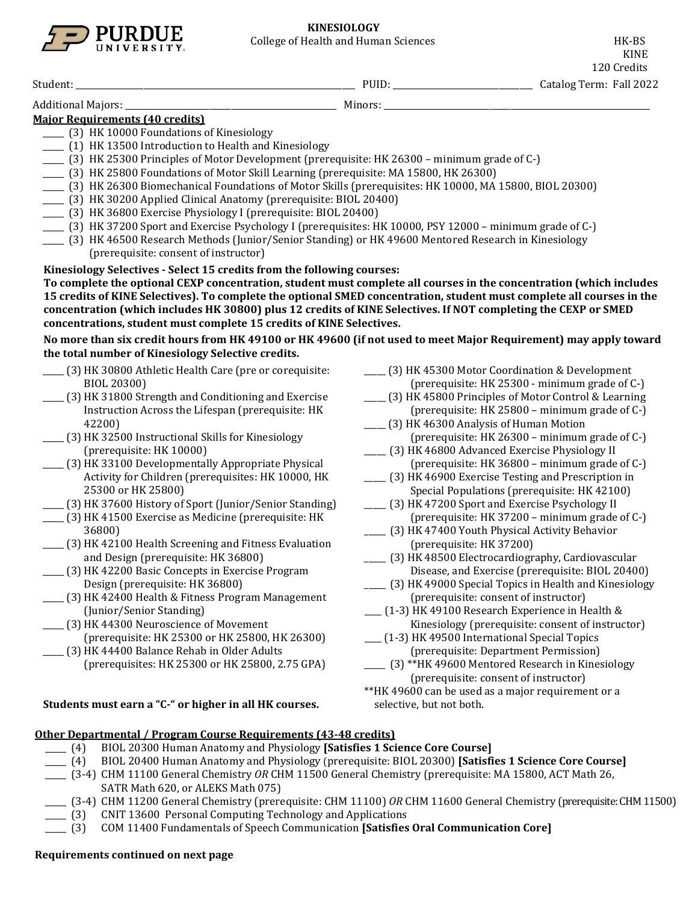# KINESIOLOGY

College of Health and Human Sciences

HK-BS
KINE
120 Credits

Student: ______________________ PUID: ______________ Catalog Term: Fall 2022

Additional Majors: ______________________ Minors: ______________________

## Major Requirements (40 credits)

- ____ (3) HK 10000 Foundations of Kinesiology
- ____ (1) HK 13500 Introduction to Health and Kinesiology
- ____ (3) HK 25300 Principles of Motor Development (prerequisite: HK 26300 – minimum grade of C-)
- ____ (3) HK 25800 Foundations of Motor Skill Learning (prerequisite: MA 15800, HK 26300)
- ____ (3) HK 26300 Biomechanical Foundations of Motor Skills (prerequisites: HK 10000, MA 15800, BIOL 20300)
- ____ (3) HK 30200 Applied Clinical Anatomy (prerequisite: BIOL 20400)
- ____ (3) HK 36800 Exercise Physiology I (prerequisite: BIOL 20400)
- ____ (3) HK 37200 Sport and Exercise Psychology I (prerequisites: HK 10000, PSY 12000 – minimum grade of C-)
- ____ (3) HK 46500 Research Methods (Junior/Senior Standing) or HK 49600 Mentored Research in Kinesiology (prerequisite: consent of instructor)

**Kinesiology Selectives - Select 15 credits from the following courses:**

**To complete the optional CEXP concentration, student must complete all courses in the concentration (which includes 15 credits of KINE Selectives). To complete the optional SMED concentration, student must complete all courses in the concentration (which includes HK 30800) plus 12 credits of KINE Selectives. If NOT completing the CEXP or SMED concentrations, student must complete 15 credits of KINE Selectives.**

**No more than six credit hours from HK 49100 or HK 49600 (if not used to meet Major Requirement) may apply toward the total number of Kinesiology Selective credits.**

- ____ (3) HK 30800 Athletic Health Care (pre or corequisite: BIOL 20300)
- ____ (3) HK 31800 Strength and Conditioning and Exercise Instruction Across the Lifespan (prerequisite: HK 42200)
- ____ (3) HK 32500 Instructional Skills for Kinesiology (prerequisite: HK 10000)
- ____ (3) HK 33100 Developmentally Appropriate Physical Activity for Children (prerequisites: HK 10000, HK 25300 or HK 25800)
- ____ (3) HK 37600 History of Sport (Junior/Senior Standing)
- ____ (3) HK 41500 Exercise as Medicine (prerequisite: HK 36800)
- ____ (3) HK 42100 Health Screening and Fitness Evaluation and Design (prerequisite: HK 36800)
- ____ (3) HK 42200 Basic Concepts in Exercise Program Design (prerequisite: HK 36800)
- ____ (3) HK 42400 Health & Fitness Program Management (Junior/Senior Standing)
- ____ (3) HK 44300 Neuroscience of Movement (prerequisite: HK 25300 or HK 25800, HK 26300)
- ____ (3) HK 44400 Balance Rehab in Older Adults (prerequisites: HK 25300 or HK 25800, 2.75 GPA)
- ____ (3) HK 45300 Motor Coordination & Development (prerequisite: HK 25300 - minimum grade of C-)
- ____ (3) HK 45800 Principles of Motor Control & Learning (prerequisite: HK 25800 – minimum grade of C-)
- ____ (3) HK 46300 Analysis of Human Motion (prerequisite: HK 26300 – minimum grade of C-)
- ____ (3) HK 46800 Advanced Exercise Physiology II (prerequisite: HK 36800 – minimum grade of C-)
- ____ (3) HK 46900 Exercise Testing and Prescription in Special Populations (prerequisite: HK 42100)
- ____ (3) HK 47200 Sport and Exercise Psychology II (prerequisite: HK 37200 – minimum grade of C-)
- ____ (3) HK 47400 Youth Physical Activity Behavior (prerequisite: HK 37200)
- ____ (3) HK 48500 Electrocardiography, Cardiovascular Disease, and Exercise (prerequisite: BIOL 20400)
- ____ (3) HK 49000 Special Topics in Health and Kinesiology (prerequisite: consent of instructor)
- ____ (1-3) HK 49100 Research Experience in Health & Kinesiology (prerequisite: consent of instructor)
- ____ (1-3) HK 49500 International Special Topics (prerequisite: Department Permission)
- ____ (3) **HK 49600 Mentored Research in Kinesiology (prerequisite: consent of instructor)

**HK 49600 can be used as a major requirement or a selective, but not both.

**Students must earn a "C-" or higher in all HK courses.**

## Other Departmental / Program Course Requirements (43-48 credits)

- ____ (4) BIOL 20300 Human Anatomy and Physiology **[Satisfies 1 Science Core Course]**
- ____ (4) BIOL 20400 Human Anatomy and Physiology (prerequisite: BIOL 20300) **[Satisfies 1 Science Core Course]**
- ____ (3-4) CHM 11100 General Chemistry *OR* CHM 11500 General Chemistry (prerequisite: MA 15800, ACT Math 26, SATR Math 620, or ALEKS Math 075)
- ____ (3-4) CHM 11200 General Chemistry (prerequisite: CHM 11100) *OR* CHM 11600 General Chemistry (prerequisite: CHM 11500)
- ____ (3) CNIT 13600 Personal Computing Technology and Applications
- ____ (3) COM 11400 Fundamentals of Speech Communication **[Satisfies Oral Communication Core]**

**Requirements continued on next page**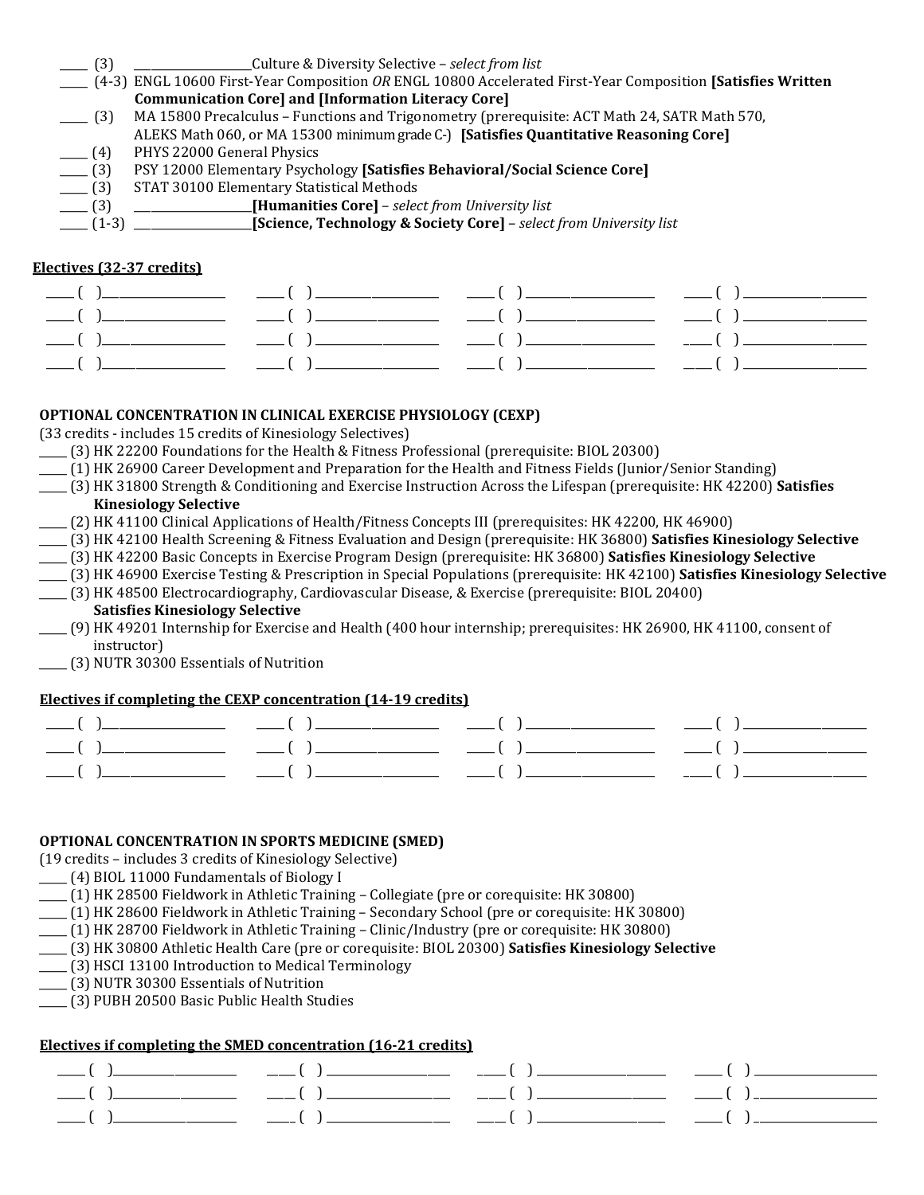- _____ (3) ____________________Culture & Diversity Selective – *select from list*
- _____ (4-3) ENGL 10600 First-Year Composition *OR* ENGL 10800 Accelerated First-Year Composition **[Satisfies Written Communication Core] and [Information Literacy Core]**
- _____ (3) MA 15800 Precalculus – Functions and Trigonometry (prerequisite: ACT Math 24, SATR Math 570, ALEKS Math 060, or MA 15300 minimum grade C-) **[Satisfies Quantitative Reasoning Core]**
- _____ (4) PHYS 22000 General Physics
- _____ (3) PSY 12000 Elementary Psychology **[Satisfies Behavioral/Social Science Core]**
- _____ (3) STAT 30100 Elementary Statistical Methods
- _____ (3) ____________________**[Humanities Core]** – *select from University list*
- _____ (1-3) ____________________**[Science, Technology & Society Core]** – *select from University list*

**Electives (32-37 credits)**

| | | | |
|---|---|---|---|
| ____ ( ) ____________ | ____ ( ) ____________ | ____ ( ) ____________ | ____ ( ) ____________ |
| ____ ( ) ____________ | ____ ( ) ____________ | ____ ( ) ____________ | ____ ( ) ____________ |
| ____ ( ) ____________ | ____ ( ) ____________ | ____ ( ) ____________ | ____ ( ) ____________ |
| ____ ( ) ____________ | ____ ( ) ____________ | ____ ( ) ____________ | ____ ( ) ____________ |

**OPTIONAL CONCENTRATION IN CLINICAL EXERCISE PHYSIOLOGY (CEXP)**

(33 credits - includes 15 credits of Kinesiology Selectives)

- _____ (3) HK 22200 Foundations for the Health & Fitness Professional (prerequisite: BIOL 20300)
- _____ (1) HK 26900 Career Development and Preparation for the Health and Fitness Fields (Junior/Senior Standing)
- _____ (3) HK 31800 Strength & Conditioning and Exercise Instruction Across the Lifespan (prerequisite: HK 42200) **Satisfies Kinesiology Selective**
- _____ (2) HK 41100 Clinical Applications of Health/Fitness Concepts III (prerequisites: HK 42200, HK 46900)
- _____ (3) HK 42100 Health Screening & Fitness Evaluation and Design (prerequisite: HK 36800) **Satisfies Kinesiology Selective**
- _____ (3) HK 42200 Basic Concepts in Exercise Program Design (prerequisite: HK 36800) **Satisfies Kinesiology Selective**
- _____ (3) HK 46900 Exercise Testing & Prescription in Special Populations (prerequisite: HK 42100) **Satisfies Kinesiology Selective**
- _____ (3) HK 48500 Electrocardiography, Cardiovascular Disease, & Exercise (prerequisite: BIOL 20400) **Satisfies Kinesiology Selective**
- _____ (9) HK 49201 Internship for Exercise and Health (400 hour internship; prerequisites: HK 26900, HK 41100, consent of instructor)
- _____ (3) NUTR 30300 Essentials of Nutrition

**Electives if completing the CEXP concentration (14-19 credits)**

| | | | |
|---|---|---|---|
| ____ ( ) ____________ | ____ ( ) ____________ | ____ ( ) ____________ | ____ ( ) ____________ |
| ____ ( ) ____________ | ____ ( ) ____________ | ____ ( ) ____________ | ____ ( ) ____________ |
| ____ ( ) ____________ | ____ ( ) ____________ | ____ ( ) ____________ | ____ ( ) ____________ |

**OPTIONAL CONCENTRATION IN SPORTS MEDICINE (SMED)**

(19 credits – includes 3 credits of Kinesiology Selective)

- _____ (4) BIOL 11000 Fundamentals of Biology I
- _____ (1) HK 28500 Fieldwork in Athletic Training – Collegiate (pre or corequisite: HK 30800)
- _____ (1) HK 28600 Fieldwork in Athletic Training – Secondary School (pre or corequisite: HK 30800)
- _____ (1) HK 28700 Fieldwork in Athletic Training – Clinic/Industry (pre or corequisite: HK 30800)
- _____ (3) HK 30800 Athletic Health Care (pre or corequisite: BIOL 20300) **Satisfies Kinesiology Selective**
- _____ (3) HSCI 13100 Introduction to Medical Terminology
- _____ (3) NUTR 30300 Essentials of Nutrition
- _____ (3) PUBH 20500 Basic Public Health Studies

**Electives if completing the SMED concentration (16-21 credits)**

| | | | |
|---|---|---|---|
| ____ ( ) ____________ | ____ ( ) ____________ | ____ ( ) ____________ | ____ ( ) ____________ |
| ____ ( ) ____________ | ____ ( ) ____________ | ____ ( ) ____________ | ____ ( ) ____________ |
| ____ ( ) ____________ | ____ ( ) ____________ | ____ ( ) ____________ | ____ ( ) ____________ |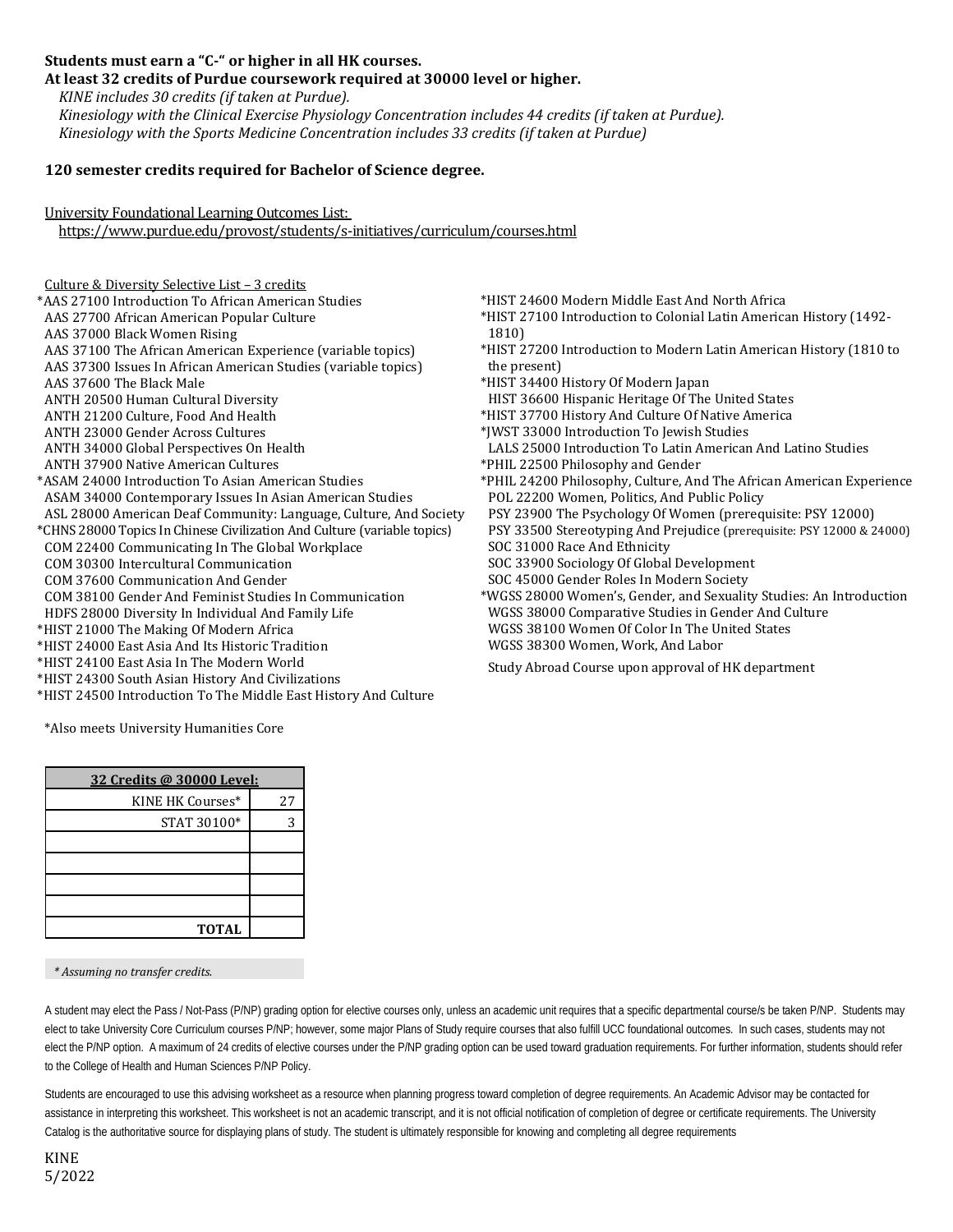**Students must earn a "C-" or higher in all HK courses.**

**At least 32 credits of Purdue coursework required at 30000 level or higher.**

*KINE includes 30 credits (if taken at Purdue).*

*Kinesiology with the Clinical Exercise Physiology Concentration includes 44 credits (if taken at Purdue).*

*Kinesiology with the Sports Medicine Concentration includes 33 credits (if taken at Purdue)*

**120 semester credits required for Bachelor of Science degree.**

University Foundational Learning Outcomes List:
https://www.purdue.edu/provost/students/s-initiatives/curriculum/courses.html

Culture & Diversity Selective List – 3 credits

*AAS 27100 Introduction To African American Studies
AAS 27700 African American Popular Culture
AAS 37000 Black Women Rising
AAS 37100 The African American Experience (variable topics)
AAS 37300 Issues In African American Studies (variable topics)
AAS 37600 The Black Male
ANTH 20500 Human Cultural Diversity
ANTH 21200 Culture, Food And Health
ANTH 23000 Gender Across Cultures
ANTH 34000 Global Perspectives On Health
ANTH 37900 Native American Cultures
*ASAM 24000 Introduction To Asian American Studies
ASAM 34000 Contemporary Issues In Asian American Studies
ASL 28000 American Deaf Community: Language, Culture, And Society
*CHNS 28000 Topics In Chinese Civilization And Culture (variable topics)
COM 22400 Communicating In The Global Workplace
COM 30300 Intercultural Communication
COM 37600 Communication And Gender
COM 38100 Gender And Feminist Studies In Communication
HDFS 28000 Diversity In Individual And Family Life
*HIST 21000 The Making Of Modern Africa
*HIST 24000 East Asia And Its Historic Tradition
*HIST 24100 East Asia In The Modern World
*HIST 24300 South Asian History And Civilizations
*HIST 24500 Introduction To The Middle East History And Culture
*HIST 24600 Modern Middle East And North Africa
*HIST 27100 Introduction to Colonial Latin American History (1492-1810)
*HIST 27200 Introduction to Modern Latin American History (1810 to the present)
*HIST 34400 History Of Modern Japan
HIST 36600 Hispanic Heritage Of The United States
*HIST 37700 History And Culture Of Native America
*JWST 33000 Introduction To Jewish Studies
LALS 25000 Introduction To Latin American And Latino Studies
*PHIL 22500 Philosophy and Gender
*PHIL 24200 Philosophy, Culture, And The African American Experience
POL 22200 Women, Politics, And Public Policy
PSY 23900 The Psychology Of Women (prerequisite: PSY 12000)
PSY 33500 Stereotyping And Prejudice (prerequisite: PSY 12000 & 24000)
SOC 31000 Race And Ethnicity
SOC 33900 Sociology Of Global Development
SOC 45000 Gender Roles In Modern Society
*WGSS 28000 Women's, Gender, and Sexuality Studies: An Introduction
WGSS 38000 Comparative Studies in Gender And Culture
WGSS 38100 Women Of Color In The United States
WGSS 38300 Women, Work, And Labor

Study Abroad Course upon approval of HK department

*Also meets University Humanities Core

| 32 Credits @ 30000 Level: | |
|---|---|
| KINE HK Courses* | 27 |
| STAT 30100* | 3 |
| | |
| | |
| | |
| | |
| **TOTAL** | |

*\* Assuming no transfer credits.*

A student may elect the Pass / Not-Pass (P/NP) grading option for elective courses only, unless an academic unit requires that a specific departmental course/s be taken P/NP. Students may elect to take University Core Curriculum courses P/NP; however, some major Plans of Study require courses that also fulfill UCC foundational outcomes. In such cases, students may not elect the P/NP option. A maximum of 24 credits of elective courses under the P/NP grading option can be used toward graduation requirements. For further information, students should refer to the College of Health and Human Sciences P/NP Policy.

Students are encouraged to use this advising worksheet as a resource when planning progress toward completion of degree requirements. An Academic Advisor may be contacted for assistance in interpreting this worksheet. This worksheet is not an academic transcript, and it is not official notification of completion of degree or certificate requirements. The University Catalog is the authoritative source for displaying plans of study. The student is ultimately responsible for knowing and completing all degree requirements

KINE
5/2022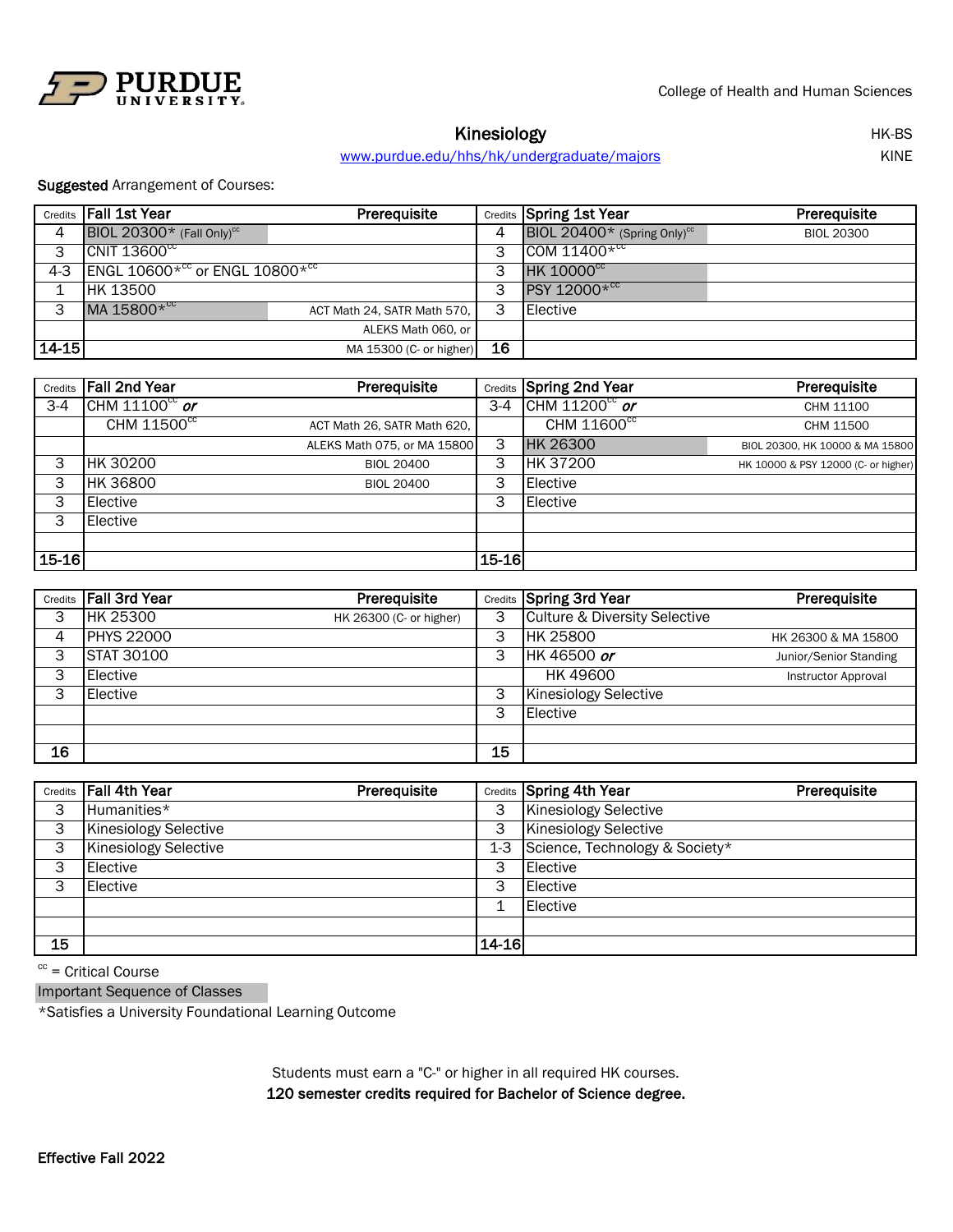College of Health and Human Sciences

# Kinesiology

HK-BS

[www.purdue.edu/hhs/hk/undergraduate/majors](www.purdue.edu/hhs/hk/undergraduate/majors)

KINE

**Suggested** Arrangement of Courses:

| Credits | Fall 1st Year | Prerequisite | Credits | Spring 1st Year | Prerequisite |
|---|---|---|---|---|---|
| 4 | BIOL 20300* (Fall Only)[cc] | | 4 | BIOL 20400* (Spring Only)[cc] | BIOL 20300 |
| 3 | CNIT 13600[cc] | | 3 | COM 11400*[cc] | |
| 4-3 | ENGL 10600*[cc] or ENGL 10800*[cc] | | 3 | HK 10000[cc] | |
| 1 | HK 13500 | | 3 | PSY 12000*[cc] | |
| 3 | MA 15800*[cc] | ACT Math 24, SATR Math 570, | 3 | Elective | |
| | | ALEKS Math 060, or | | | |
| 14-15 | | MA 15300 (C- or higher) | 16 | | |

| Credits | Fall 2nd Year | Prerequisite | Credits | Spring 2nd Year | Prerequisite |
|---|---|---|---|---|---|
| 3-4 | CHM 11100[cc] *or* | | 3-4 | CHM 11200[cc] *or* | CHM 11100 |
| | CHM 11500[cc] | ACT Math 26, SATR Math 620, | | CHM 11600[cc] | CHM 11500 |
| | | ALEKS Math 075, or MA 15800 | 3 | HK 26300 | BIOL 20300, HK 10000 & MA 15800 |
| 3 | HK 30200 | BIOL 20400 | 3 | HK 37200 | HK 10000 & PSY 12000 (C- or higher) |
| 3 | HK 36800 | BIOL 20400 | 3 | Elective | |
| 3 | Elective | | 3 | Elective | |
| 3 | Elective | | | | |
| | | | | | |
| 15-16 | | | 15-16 | | |

| Credits | Fall 3rd Year | Prerequisite | Credits | Spring 3rd Year | Prerequisite |
|---|---|---|---|---|---|
| 3 | HK 25300 | HK 26300 (C- or higher) | 3 | Culture & Diversity Selective | |
| 4 | PHYS 22000 | | 3 | HK 25800 | HK 26300 & MA 15800 |
| 3 | STAT 30100 | | 3 | HK 46500 *or* | Junior/Senior Standing |
| 3 | Elective | | | HK 49600 | Instructor Approval |
| 3 | Elective | | 3 | Kinesiology Selective | |
| | | | 3 | Elective | |
| | | | | | |
| 16 | | | 15 | | |

| Credits | Fall 4th Year | Prerequisite | Credits | Spring 4th Year | Prerequisite |
|---|---|---|---|---|---|
| 3 | Humanities* | | 3 | Kinesiology Selective | |
| 3 | Kinesiology Selective | | 3 | Kinesiology Selective | |
| 3 | Kinesiology Selective | | 1-3 | Science, Technology & Society* | |
| 3 | Elective | | 3 | Elective | |
| 3 | Elective | | 3 | Elective | |
| | | | 1 | Elective | |
| | | | | | |
| 15 | | | 14-16 | | |

[cc] = Critical Course

Important Sequence of Classes

*Satisfies a University Foundational Learning Outcome

Students must earn a "C-" or higher in all required HK courses.

**120 semester credits required for Bachelor of Science degree.**

**Effective Fall 2022**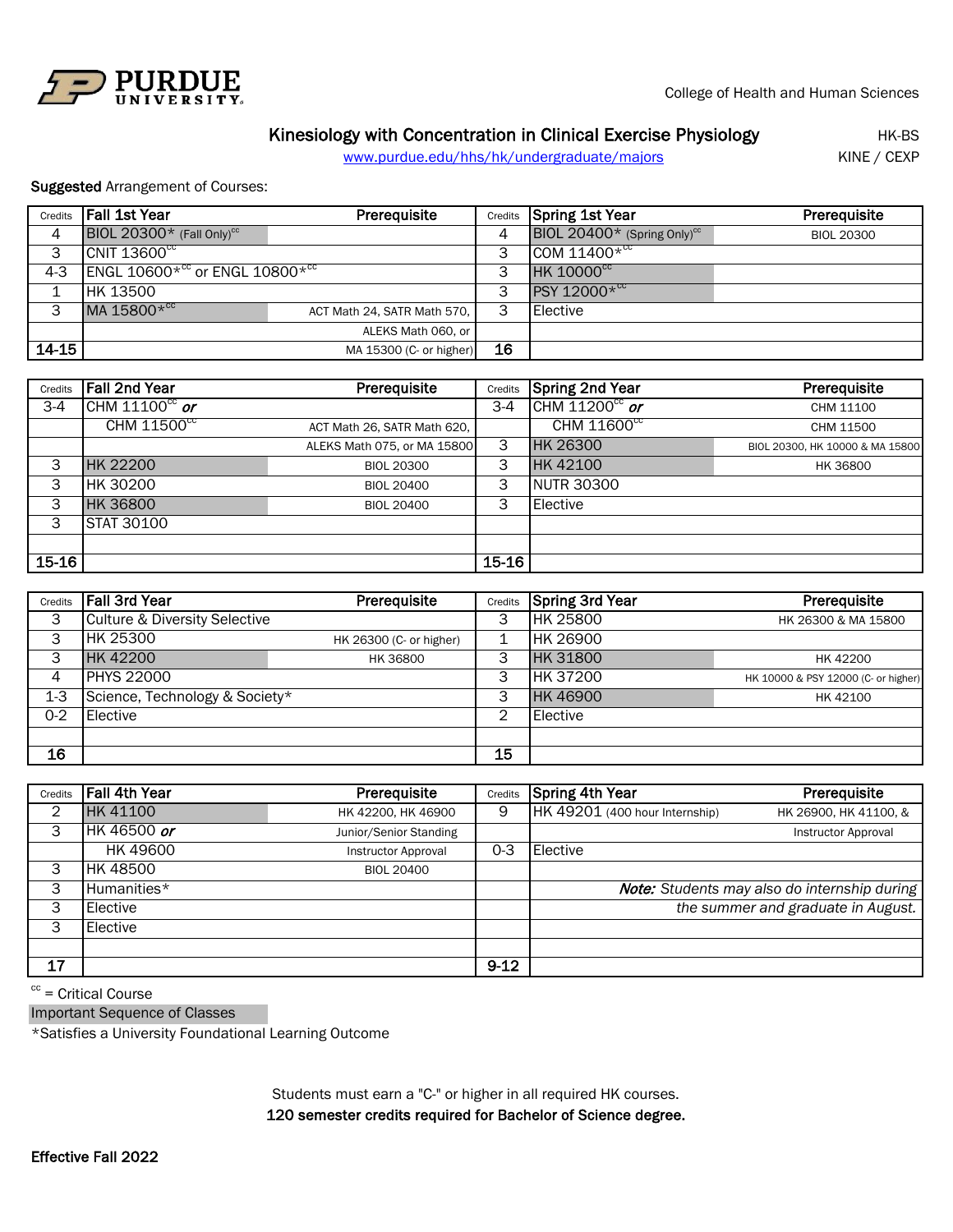College of Health and Human Sciences

# Kinesiology with Concentration in Clinical Exercise Physiology

HK-BS
KINE / CEXP

www.purdue.edu/hhs/hk/undergraduate/majors

**Suggested** Arrangement of Courses:

| Credits | Fall 1st Year | Prerequisite | Credits | Spring 1st Year | Prerequisite |
|---|---|---|---|---|---|
| 4 | BIOL 20300* (Fall Only)[cc] | | 4 | BIOL 20400* (Spring Only)[cc] | BIOL 20300 |
| 3 | CNIT 13600[cc] | | 3 | COM 11400*[cc] | |
| 4-3 | ENGL 10600*[cc] or ENGL 10800*[cc] | | 3 | HK 10000[cc] | |
| 1 | HK 13500 | | 3 | PSY 12000*[cc] | |
| 3 | MA 15800*[cc] | ACT Math 24, SATR Math 570, | 3 | Elective | |
| | | ALEKS Math 060, or | | | |
| **14-15** | | MA 15300 (C- or higher) | **16** | | |

| Credits | Fall 2nd Year | Prerequisite | Credits | Spring 2nd Year | Prerequisite |
|---|---|---|---|---|---|
| 3-4 | CHM 11100[cc] ***or*** | | 3-4 | CHM 11200[cc] ***or*** | CHM 11100 |
| | CHM 11500[cc] | ACT Math 26, SATR Math 620, | | CHM 11600[cc] | CHM 11500 |
| | | ALEKS Math 075, or MA 15800 | 3 | HK 26300 | BIOL 20300, HK 10000 & MA 15800 |
| 3 | HK 22200 | BIOL 20300 | 3 | HK 42100 | HK 36800 |
| 3 | HK 30200 | BIOL 20400 | 3 | NUTR 30300 | |
| 3 | HK 36800 | BIOL 20400 | 3 | Elective | |
| 3 | STAT 30100 | | | | |
| | | | | | |
| **15-16** | | | **15-16** | | |

| Credits | Fall 3rd Year | Prerequisite | Credits | Spring 3rd Year | Prerequisite |
|---|---|---|---|---|---|
| 3 | Culture & Diversity Selective | | 3 | HK 25800 | HK 26300 & MA 15800 |
| 3 | HK 25300 | HK 26300 (C- or higher) | 1 | HK 26900 | |
| 3 | HK 42200 | HK 36800 | 3 | HK 31800 | HK 42200 |
| 4 | PHYS 22000 | | 3 | HK 37200 | HK 10000 & PSY 12000 (C- or higher) |
| 1-3 | Science, Technology & Society* | | 3 | HK 46900 | HK 42100 |
| 0-2 | Elective | | 2 | Elective | |
| | | | | | |
| **16** | | | **15** | | |

| Credits | Fall 4th Year | Prerequisite | Credits | Spring 4th Year | Prerequisite |
|---|---|---|---|---|---|
| 2 | HK 41100 | HK 42200, HK 46900 | 9 | HK 49201 (400 hour Internship) | HK 26900, HK 41100, & |
| 3 | HK 46500 ***or*** | Junior/Senior Standing | | | Instructor Approval |
| | HK 49600 | Instructor Approval | 0-3 | Elective | |
| 3 | HK 48500 | BIOL 20400 | | | |
| 3 | Humanities* | | | ***Note:*** *Students may also do internship during* | |
| 3 | Elective | | | *the summer and graduate in August.* | |
| 3 | Elective | | | | |
| | | | | | |
| **17** | | | **9-12** | | |

[cc] = Critical Course

Important Sequence of Classes

*Satisfies a University Foundational Learning Outcome

Students must earn a "C-" or higher in all required HK courses.

**120 semester credits required for Bachelor of Science degree.**

**Effective Fall 2022**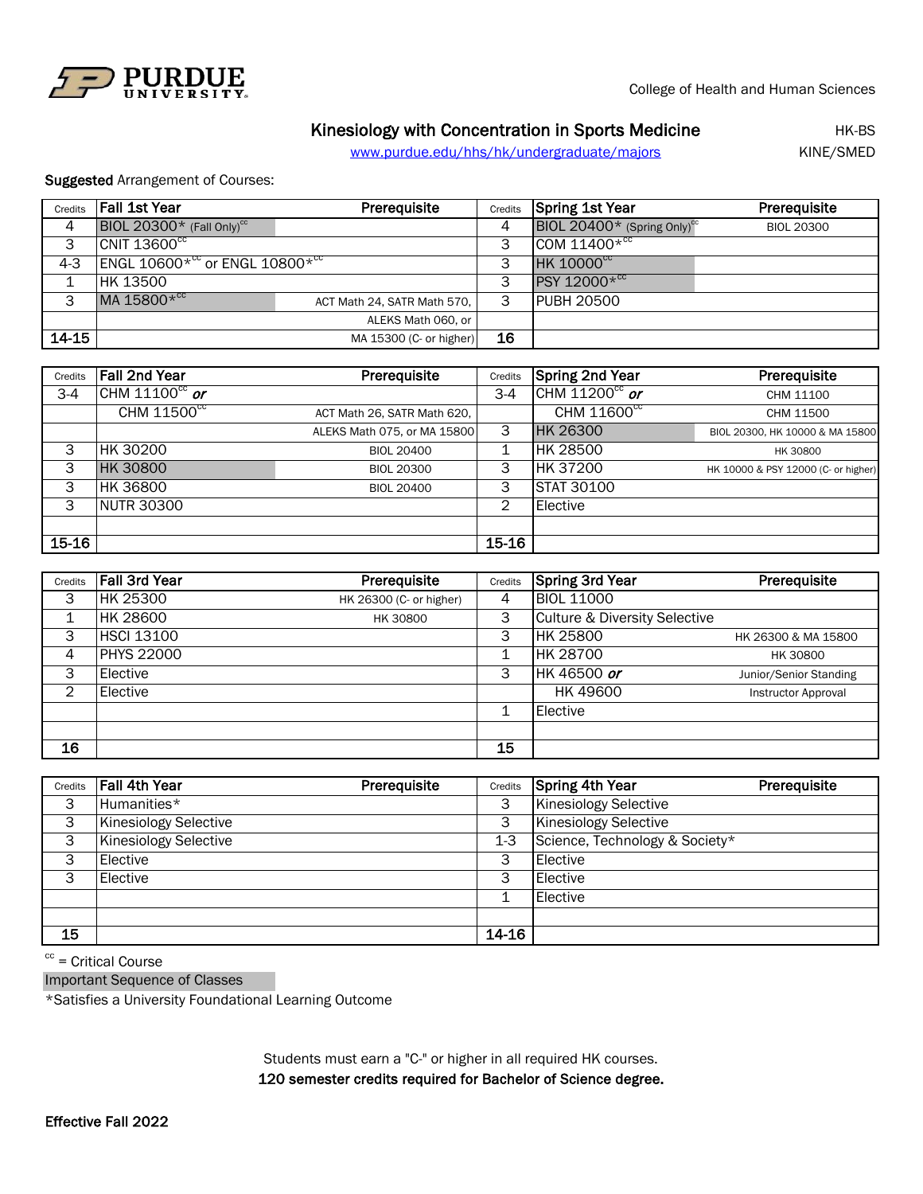College of Health and Human Sciences

# Kinesiology with Concentration in Sports Medicine

www.purdue.edu/hhs/hk/undergraduate/majors

HK-BS
KINE/SMED

**Suggested** Arrangement of Courses:

| Credits | Fall 1st Year | Prerequisite | Credits | Spring 1st Year | Prerequisite |
|---|---|---|---|---|---|
| 4 | BIOL 20300* (Fall Only)[cc] | | 4 | BIOL 20400* (Spring Only)[cc] | BIOL 20300 |
| 3 | CNIT 13600[cc] | | 3 | COM 11400*[cc] | |
| 4-3 | ENGL 10600*[cc] or ENGL 10800*[cc] | | 3 | HK 10000[cc] | |
| 1 | HK 13500 | | 3 | PSY 12000*[cc] | |
| 3 | MA 15800*[cc] | ACT Math 24, SATR Math 570, | 3 | PUBH 20500 | |
| | | ALEKS Math 060, or | | | |
| 14-15 | | MA 15300 (C- or higher) | 16 | | |

| Credits | Fall 2nd Year | Prerequisite | Credits | Spring 2nd Year | Prerequisite |
|---|---|---|---|---|---|
| 3-4 | CHM 11100[cc] *or* | | 3-4 | CHM 11200[cc] *or* | CHM 11100 |
| | CHM 11500[cc] | ACT Math 26, SATR Math 620, | | CHM 11600[cc] | CHM 11500 |
| | | ALEKS Math 075, or MA 15800 | 3 | HK 26300 | BIOL 20300, HK 10000 & MA 15800 |
| 3 | HK 30200 | BIOL 20400 | 1 | HK 28500 | HK 30800 |
| 3 | HK 30800 | BIOL 20300 | 3 | HK 37200 | HK 10000 & PSY 12000 (C- or higher) |
| 3 | HK 36800 | BIOL 20400 | 3 | STAT 30100 | |
| 3 | NUTR 30300 | | 2 | Elective | |
| | | | | | |
| 15-16 | | | 15-16 | | |

| Credits | Fall 3rd Year | Prerequisite | Credits | Spring 3rd Year | Prerequisite |
|---|---|---|---|---|---|
| 3 | HK 25300 | HK 26300 (C- or higher) | 4 | BIOL 11000 | |
| 1 | HK 28600 | HK 30800 | 3 | Culture & Diversity Selective | |
| 3 | HSCI 13100 | | 3 | HK 25800 | HK 26300 & MA 15800 |
| 4 | PHYS 22000 | | 1 | HK 28700 | HK 30800 |
| 3 | Elective | | 3 | HK 46500 *or* | Junior/Senior Standing |
| 2 | Elective | | | HK 49600 | Instructor Approval |
| | | | 1 | Elective | |
| | | | | | |
| 16 | | | 15 | | |

| Credits | Fall 4th Year | Prerequisite | Credits | Spring 4th Year | Prerequisite |
|---|---|---|---|---|---|
| 3 | Humanities* | | 3 | Kinesiology Selective | |
| 3 | Kinesiology Selective | | 3 | Kinesiology Selective | |
| 3 | Kinesiology Selective | | 1-3 | Science, Technology & Society* | |
| 3 | Elective | | 3 | Elective | |
| 3 | Elective | | 3 | Elective | |
| | | | 1 | Elective | |
| | | | | | |
| 15 | | | 14-16 | | |

[cc] = Critical Course

Important Sequence of Classes (shaded)

*Satisfies a University Foundational Learning Outcome

Students must earn a "C-" or higher in all required HK courses.

**120 semester credits required for Bachelor of Science degree.**

**Effective Fall 2022**